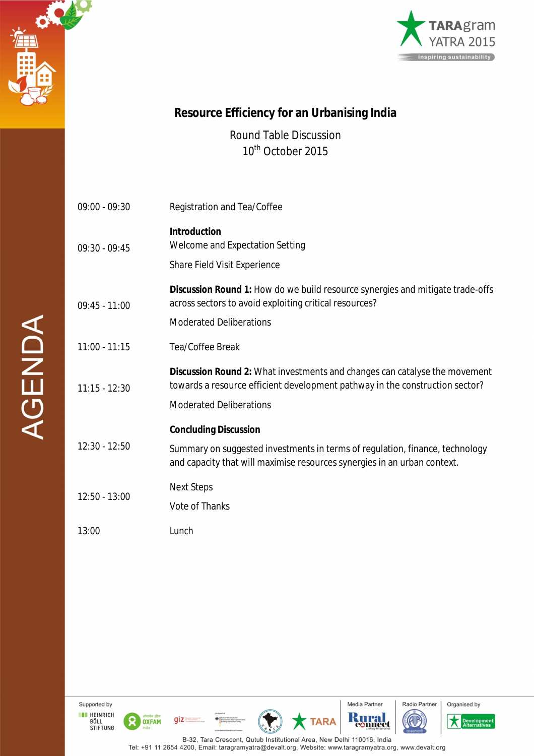TARAgram YATRA 2015

inspiring sustainability

AGENDA

# Resource Efficiency for an Urbanising India

Round Table Discussion

10th October 2015

| | |
|---|---|
| 09:00 - 09:30 | Registration and Tea/Coffee |
| 09:30 - 09:45 | **Introduction**<br>Welcome and Expectation Setting<br>Share Field Visit Experience |
| 09:45 - 11:00 | **Discussion Round 1:** How do we build resource synergies and mitigate trade-offs across sectors to avoid exploiting critical resources?<br>Moderated Deliberations |
| 11:00 - 11:15 | Tea/Coffee Break |
| 11:15 - 12:30 | **Discussion Round 2:** What investments and changes can catalyse the movement towards a resource efficient development pathway in the construction sector?<br>Moderated Deliberations |
| 12:30 - 12:50 | **Concluding Discussion**<br>Summary on suggested investments in terms of regulation, finance, technology and capacity that will maximise resources synergies in an urban context. |
| 12:50 - 13:00 | Next Steps<br>Vote of Thanks |
| 13:00 | Lunch |

Supported by: HEINRICH BÖLL STIFTUNG, OXFAM India, giz, CANSA, TARA

Media Partner: Rural connect

Radio Partner

Organised by: Development Alternatives

B-32, Tara Crescent, Qutub Institutional Area, New Delhi 110016, India

Tel: +91 11 2654 4200, Email: taragramyatra@devalt.org, Website: www.taragramyatra.org, www.devalt.org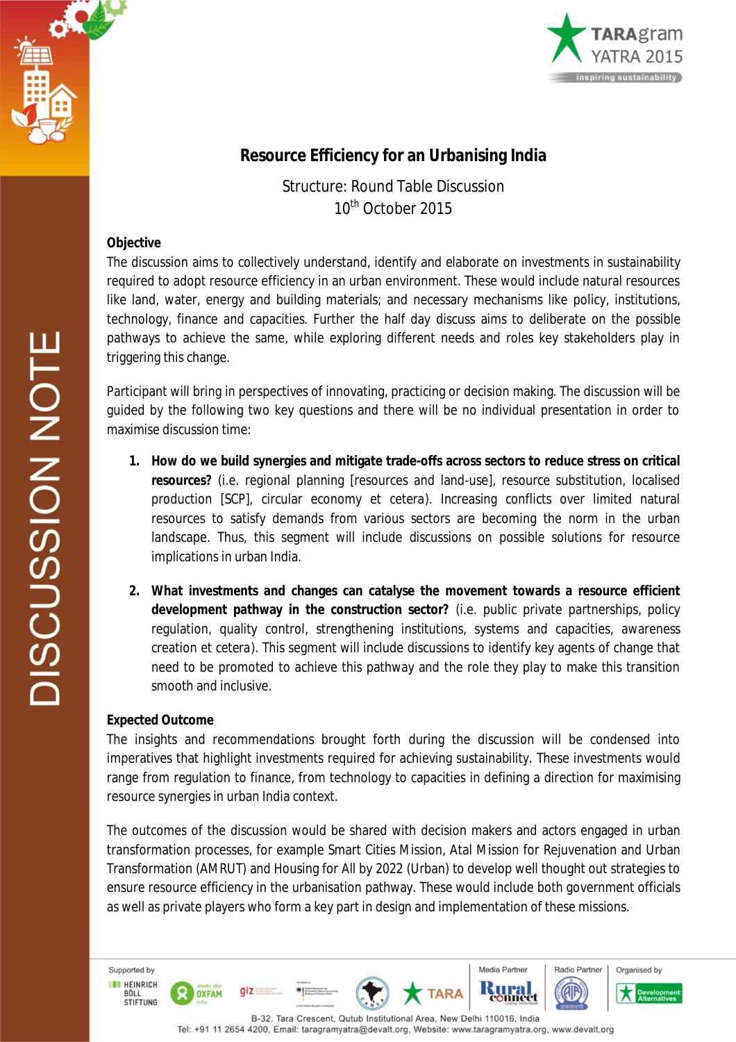DISCUSSION NOTE

TARAgram YATRA 2015
inspiring sustainability

# Resource Efficiency for an Urbanising India

Structure: Round Table Discussion
10th October 2015

## Objective

The discussion aims to collectively understand, identify and elaborate on investments in sustainability required to adopt resource efficiency in an urban environment. These would include natural resources like land, water, energy and building materials; and necessary mechanisms like policy, institutions, technology, finance and capacities. Further the half day discuss aims to deliberate on the possible pathways to achieve the same, while exploring different needs and roles key stakeholders play in triggering this change.

Participant will bring in perspectives of innovating, practicing or decision making. The discussion will be guided by the following two key questions and there will be no individual presentation in order to maximise discussion time:

1. **How do we build synergies and mitigate trade-offs across sectors to reduce stress on critical resources?** (i.e. regional planning [resources and land-use], resource substitution, localised production [SCP], circular economy et cetera). Increasing conflicts over limited natural resources to satisfy demands from various sectors are becoming the norm in the urban landscape. Thus, this segment will include discussions on possible solutions for resource implications in urban India.

2. **What investments and changes can catalyse the movement towards a resource efficient development pathway in the construction sector?** (i.e. public private partnerships, policy regulation, quality control, strengthening institutions, systems and capacities, awareness creation et cetera). This segment will include discussions to identify key agents of change that need to be promoted to achieve this pathway and the role they play to make this transition smooth and inclusive.

## Expected Outcome

The insights and recommendations brought forth during the discussion will be condensed into imperatives that highlight investments required for achieving sustainability. These investments would range from regulation to finance, from technology to capacities in defining a direction for maximising resource synergies in urban India context.

The outcomes of the discussion would be shared with decision makers and actors engaged in urban transformation processes, for example Smart Cities Mission, Atal Mission for Rejuvenation and Urban Transformation (AMRUT) and Housing for All by 2022 (Urban) to develop well thought out strategies to ensure resource efficiency in the urbanisation pathway. These would include both government officials as well as private players who form a key part in design and implementation of these missions.

Supported by: HEINRICH BÖLL STIFTUNG, OXFAM India, giz, TARA | Media Partner: Rural connect | Radio Partner | Organised by: Development Alternatives

B-32, Tara Crescent, Qutub Institutional Area, New Delhi 110016, India
Tel: +91 11 2654 4200, Email: taragramyatra@devalt.org, Website: www.taragramyatra.org, www.devalt.org